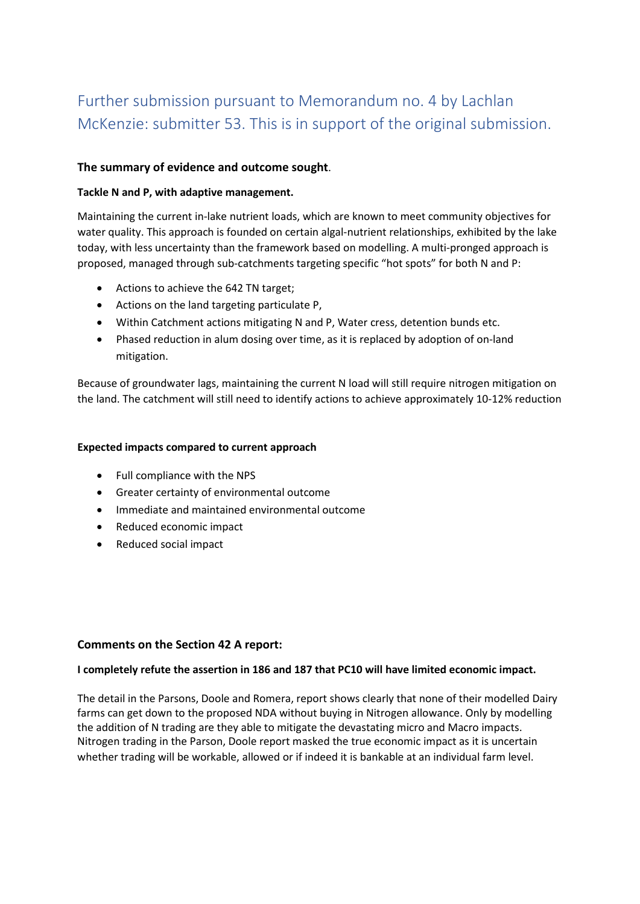# Further submission pursuant to Memorandum no. 4 by Lachlan McKenzie: submitter 53. This is in support of the original submission.

### The summary of evidence and outcome sought.

**Tackle N and P, with adaptive management.**

Maintaining the current in-lake nutrient loads, which are known to meet community objectives for water quality. This approach is founded on certain algal-nutrient relationships, exhibited by the lake today, with less uncertainty than the framework based on modelling. A multi-pronged approach is proposed, managed through sub-catchments targeting specific "hot spots" for both N and P:

- Actions to achieve the 642 TN target;
- Actions on the land targeting particulate P,
- Within Catchment actions mitigating N and P, Water cress, detention bunds etc.
- Phased reduction in alum dosing over time, as it is replaced by adoption of on-land mitigation.

Because of groundwater lags, maintaining the current N load will still require nitrogen mitigation on the land. The catchment will still need to identify actions to achieve approximately 10-12% reduction

**Expected impacts compared to current approach**

- Full compliance with the NPS
- Greater certainty of environmental outcome
- Immediate and maintained environmental outcome
- Reduced economic impact
- Reduced social impact

### Comments on the Section 42 A report:

**I completely refute the assertion in 186 and 187 that PC10 will have limited economic impact.**

The detail in the Parsons, Doole and Romera, report shows clearly that none of their modelled Dairy farms can get down to the proposed NDA without buying in Nitrogen allowance. Only by modelling the addition of N trading are they able to mitigate the devastating micro and Macro impacts. Nitrogen trading in the Parson, Doole report masked the true economic impact as it is uncertain whether trading will be workable, allowed or if indeed it is bankable at an individual farm level.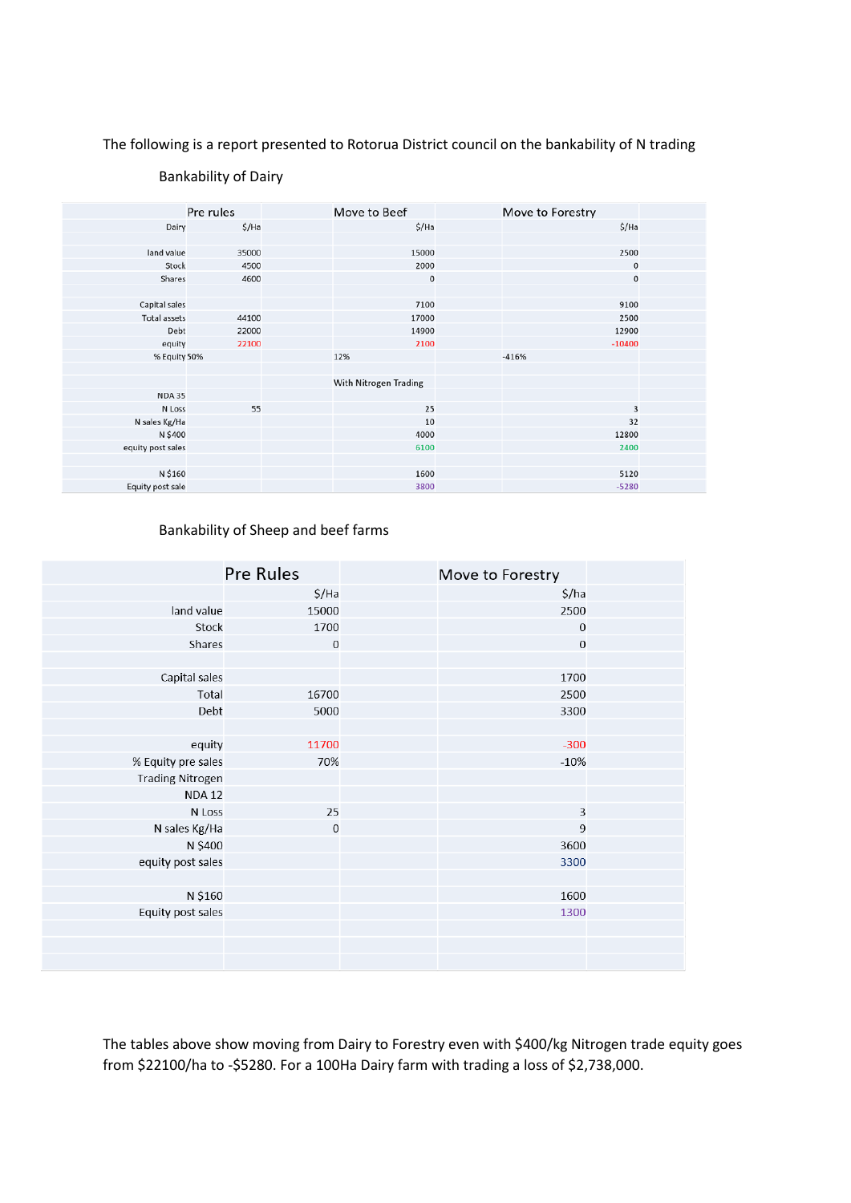The following is a report presented to Rotorua District council on the bankability of N trading

Bankability of Dairy

| | Pre rules | Move to Beef | Move to Forestry |
|---|---|---|---|
| Dairy | $/Ha | $/Ha | $/Ha |
| | | | |
| land value | 35000 | 15000 | 2500 |
| Stock | 4500 | 2000 | 0 |
| Shares | 4600 | 0 | 0 |
| | | | |
| Capital sales | | 7100 | 9100 |
| Total assets | 44100 | 17000 | 2500 |
| Debt | 22000 | 14900 | 12900 |
| equity | 22100 | 2100 | -10400 |
| % Equity 50% | | 12% | -416% |
| | | | |
| | | With Nitrogen Trading | |
| NDA 35 | | | |
| N Loss | 55 | 25 | 3 |
| N sales Kg/Ha | | 10 | 32 |
| N $400 | | 4000 | 12800 |
| equity post sales | | 6100 | 2400 |
| | | | |
| N $160 | | 1600 | 5120 |
| Equity post sale | | 3800 | -5280 |

Bankability of Sheep and beef farms

| | Pre Rules | Move to Forestry |
|---|---|---|
| | $/Ha | $/ha |
| land value | 15000 | 2500 |
| Stock | 1700 | 0 |
| Shares | 0 | 0 |
| | | |
| Capital sales | | 1700 |
| Total | 16700 | 2500 |
| Debt | 5000 | 3300 |
| | | |
| equity | 11700 | -300 |
| % Equity pre sales | 70% | -10% |
| Trading Nitrogen | | |
| NDA 12 | | |
| N Loss | 25 | 3 |
| N sales Kg/Ha | 0 | 9 |
| N $400 | | 3600 |
| equity post sales | | 3300 |
| | | |
| N $160 | | 1600 |
| Equity post sales | | 1300 |

The tables above show moving from Dairy to Forestry even with $400/kg Nitrogen trade equity goes from $22100/ha to -$5280. For a 100Ha Dairy farm with trading a loss of $2,738,000.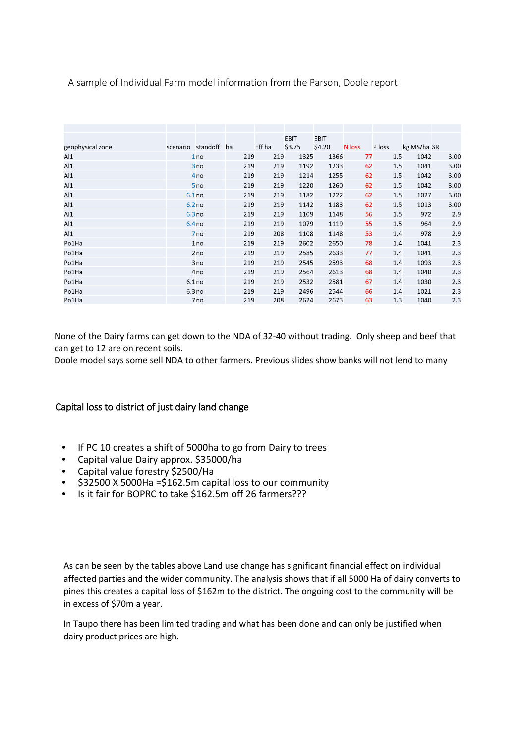A sample of Individual Farm model information from the Parson, Doole report

| geophysical zone | scenario | standoff | ha | Eff ha | EBIT $3.75 | EBIT $4.20 | N loss | P loss | kg MS/ha | SR |
|---|---|---|---|---|---|---|---|---|---|---|
| Al1 | 1 | no | 219 | 219 | 1325 | 1366 | 77 | 1.5 | 1042 | 3.00 |
| Al1 | 3 | no | 219 | 219 | 1192 | 1233 | 62 | 1.5 | 1041 | 3.00 |
| Al1 | 4 | no | 219 | 219 | 1214 | 1255 | 62 | 1.5 | 1042 | 3.00 |
| Al1 | 5 | no | 219 | 219 | 1220 | 1260 | 62 | 1.5 | 1042 | 3.00 |
| Al1 | 6.1 | no | 219 | 219 | 1182 | 1222 | 62 | 1.5 | 1027 | 3.00 |
| Al1 | 6.2 | no | 219 | 219 | 1142 | 1183 | 62 | 1.5 | 1013 | 3.00 |
| Al1 | 6.3 | no | 219 | 219 | 1109 | 1148 | 56 | 1.5 | 972 | 2.9 |
| Al1 | 6.4 | no | 219 | 219 | 1079 | 1119 | 55 | 1.5 | 964 | 2.9 |
| Al1 | 7 | no | 219 | 208 | 1108 | 1148 | 53 | 1.4 | 978 | 2.9 |
| Po1Ha | 1 | no | 219 | 219 | 2602 | 2650 | 78 | 1.4 | 1041 | 2.3 |
| Po1Ha | 2 | no | 219 | 219 | 2585 | 2633 | 77 | 1.4 | 1041 | 2.3 |
| Po1Ha | 3 | no | 219 | 219 | 2545 | 2593 | 68 | 1.4 | 1093 | 2.3 |
| Po1Ha | 4 | no | 219 | 219 | 2564 | 2613 | 68 | 1.4 | 1040 | 2.3 |
| Po1Ha | 6.1 | no | 219 | 219 | 2532 | 2581 | 67 | 1.4 | 1030 | 2.3 |
| Po1Ha | 6.3 | no | 219 | 219 | 2496 | 2544 | 66 | 1.4 | 1021 | 2.3 |
| Po1Ha | 7 | no | 219 | 208 | 2624 | 2673 | 63 | 1.3 | 1040 | 2.3 |

None of the Dairy farms can get down to the NDA of 32-40 without trading. Only sheep and beef that can get to 12 are on recent soils.
Doole model says some sell NDA to other farmers. Previous slides show banks will not lend to many

## Capital loss to district of just dairy land change

- If PC 10 creates a shift of 5000ha to go from Dairy to trees
- Capital value Dairy approx. $35000/ha
- Capital value forestry $2500/Ha
- $32500 X 5000Ha =$162.5m capital loss to our community
- Is it fair for BOPRC to take $162.5m off 26 farmers???

As can be seen by the tables above Land use change has significant financial effect on individual affected parties and the wider community. The analysis shows that if all 5000 Ha of dairy converts to pines this creates a capital loss of $162m to the district. The ongoing cost to the community will be in excess of $70m a year.

In Taupo there has been limited trading and what has been done and can only be justified when dairy product prices are high.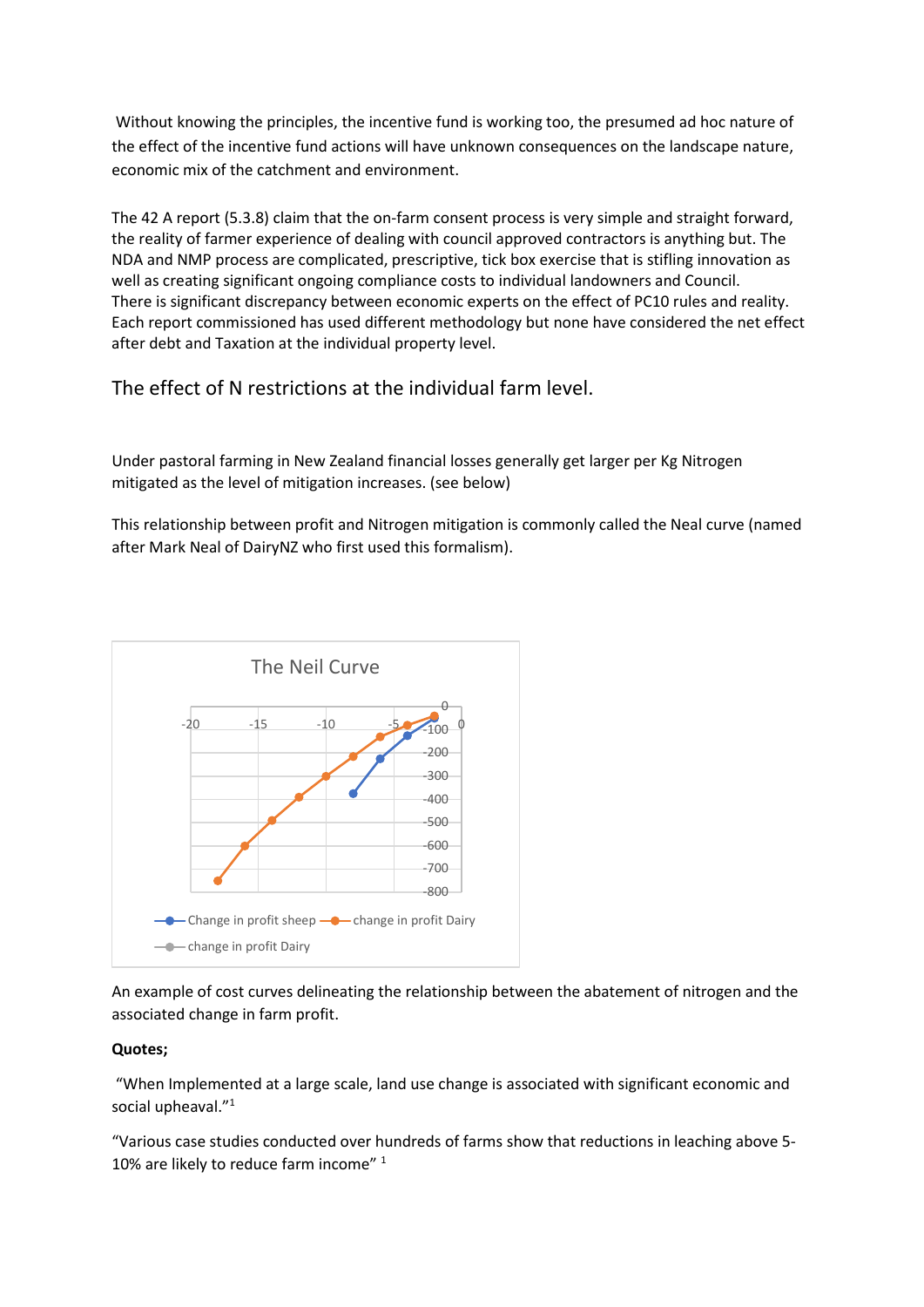Without knowing the principles, the incentive fund is working too, the presumed ad hoc nature of the effect of the incentive fund actions will have unknown consequences on the landscape nature, economic mix of the catchment and environment.

The 42 A report (5.3.8) claim that the on-farm consent process is very simple and straight forward, the reality of farmer experience of dealing with council approved contractors is anything but. The NDA and NMP process are complicated, prescriptive, tick box exercise that is stifling innovation as well as creating significant ongoing compliance costs to individual landowners and Council. There is significant discrepancy between economic experts on the effect of PC10 rules and reality. Each report commissioned has used different methodology but none have considered the net effect after debt and Taxation at the individual property level.

## The effect of N restrictions at the individual farm level.

Under pastoral farming in New Zealand financial losses generally get larger per Kg Nitrogen mitigated as the level of mitigation increases. (see below)

This relationship between profit and Nitrogen mitigation is commonly called the Neal curve (named after Mark Neal of DairyNZ who first used this formalism).

The Neil Curve

-20 -15 -10 -5 0

0 -100 -200 -300 -400 -500 -600 -700 -800

Change in profit sheep — change in profit Dairy — change in profit Dairy

An example of cost curves delineating the relationship between the abatement of nitrogen and the associated change in farm profit.

**Quotes;**

"When Implemented at a large scale, land use change is associated with significant economic and social upheaval."[1]

"Various case studies conducted over hundreds of farms show that reductions in leaching above 5-10% are likely to reduce farm income" [1]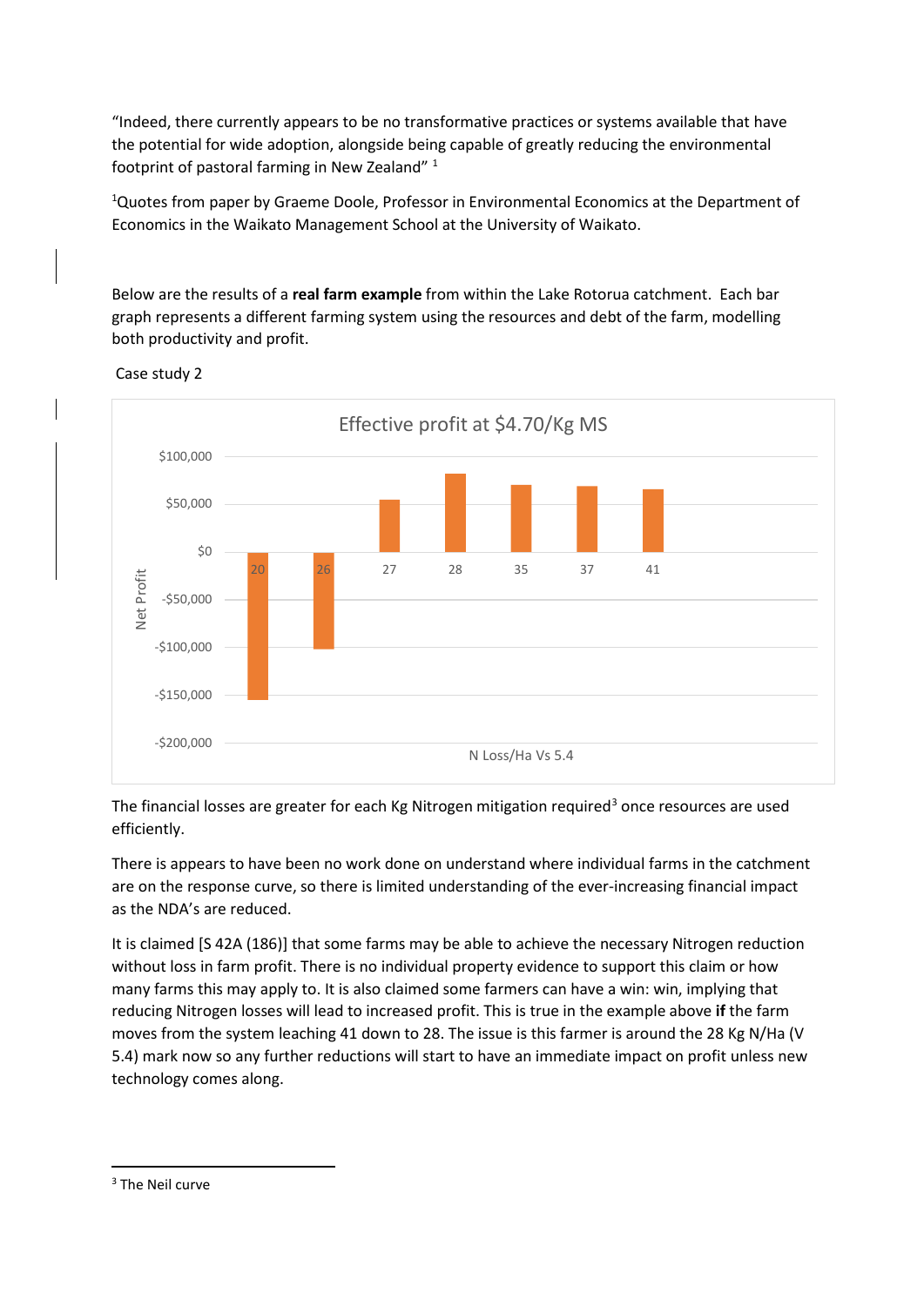"Indeed, there currently appears to be no transformative practices or systems available that have the potential for wide adoption, alongside being capable of greatly reducing the environmental footprint of pastoral farming in New Zealand" [1]

[1]Quotes from paper by Graeme Doole, Professor in Environmental Economics at the Department of Economics in the Waikato Management School at the University of Waikato.

Below are the results of a **real farm example** from within the Lake Rotorua catchment. Each bar graph represents a different farming system using the resources and debt of the farm, modelling both productivity and profit.

Case study 2

Effective profit at $4.70/Kg MS

Net Profit: $100,000 | $50,000 | $0 | -$50,000 | -$100,000 | -$150,000 | -$200,000

N Loss/Ha Vs 5.4: 20 | 26 | 27 | 28 | 35 | 37 | 41

The financial losses are greater for each Kg Nitrogen mitigation required[3] once resources are used efficiently.

There is appears to have been no work done on understand where individual farms in the catchment are on the response curve, so there is limited understanding of the ever-increasing financial impact as the NDA's are reduced.

It is claimed [S 42A (186)] that some farms may be able to achieve the necessary Nitrogen reduction without loss in farm profit. There is no individual property evidence to support this claim or how many farms this may apply to. It is also claimed some farmers can have a win: win, implying that reducing Nitrogen losses will lead to increased profit. This is true in the example above **if** the farm moves from the system leaching 41 down to 28. The issue is this farmer is around the 28 Kg N/Ha (V 5.4) mark now so any further reductions will start to have an immediate impact on profit unless new technology comes along.

[3] The Neil curve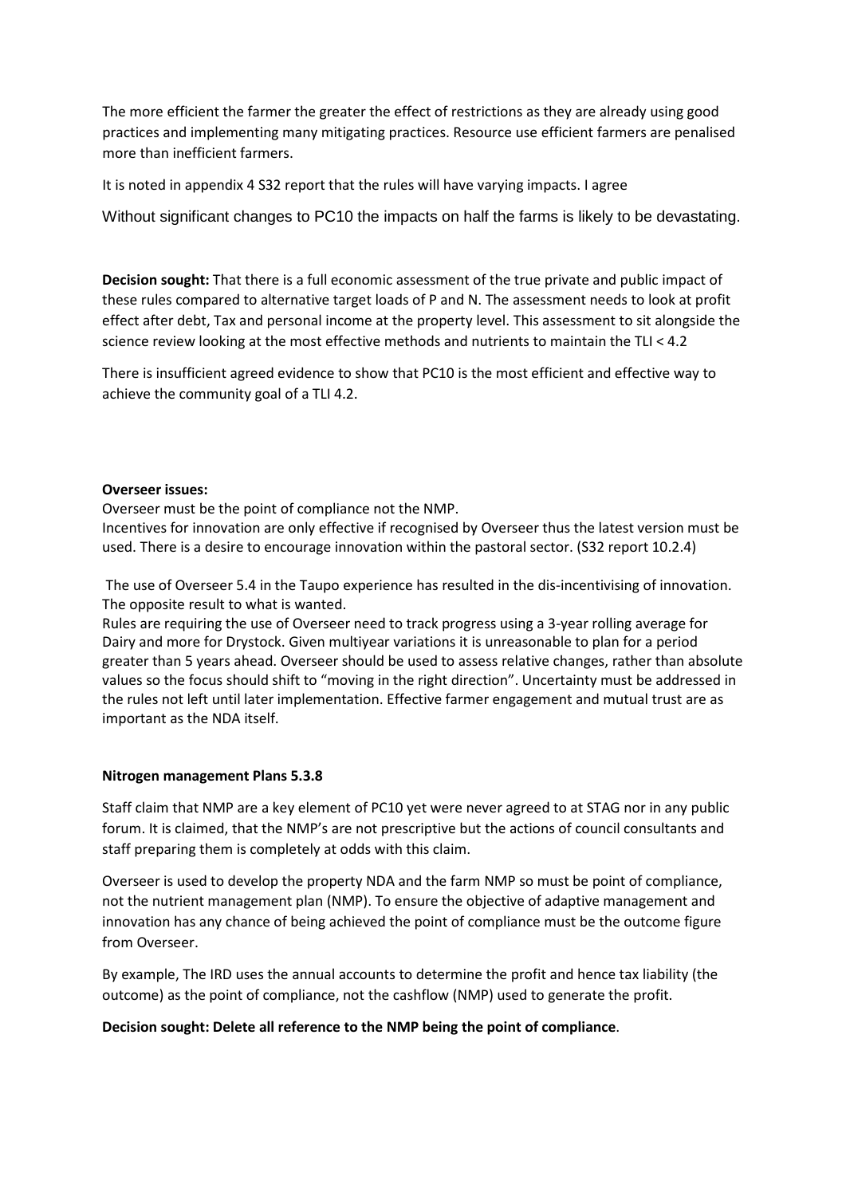The more efficient the farmer the greater the effect of restrictions as they are already using good practices and implementing many mitigating practices. Resource use efficient farmers are penalised more than inefficient farmers.

It is noted in appendix 4 S32 report that the rules will have varying impacts. I agree

Without significant changes to PC10 the impacts on half the farms is likely to be devastating.

**Decision sought:** That there is a full economic assessment of the true private and public impact of these rules compared to alternative target loads of P and N. The assessment needs to look at profit effect after debt, Tax and personal income at the property level. This assessment to sit alongside the science review looking at the most effective methods and nutrients to maintain the TLI < 4.2

There is insufficient agreed evidence to show that PC10 is the most efficient and effective way to achieve the community goal of a TLI 4.2.

**Overseer issues:**

Overseer must be the point of compliance not the NMP.

Incentives for innovation are only effective if recognised by Overseer thus the latest version must be used. There is a desire to encourage innovation within the pastoral sector. (S32 report 10.2.4)

The use of Overseer 5.4 in the Taupo experience has resulted in the dis-incentivising of innovation. The opposite result to what is wanted.

Rules are requiring the use of Overseer need to track progress using a 3-year rolling average for Dairy and more for Drystock. Given multiyear variations it is unreasonable to plan for a period greater than 5 years ahead. Overseer should be used to assess relative changes, rather than absolute values so the focus should shift to "moving in the right direction". Uncertainty must be addressed in the rules not left until later implementation. Effective farmer engagement and mutual trust are as important as the NDA itself.

**Nitrogen management Plans 5.3.8**

Staff claim that NMP are a key element of PC10 yet were never agreed to at STAG nor in any public forum. It is claimed, that the NMP's are not prescriptive but the actions of council consultants and staff preparing them is completely at odds with this claim.

Overseer is used to develop the property NDA and the farm NMP so must be point of compliance, not the nutrient management plan (NMP). To ensure the objective of adaptive management and innovation has any chance of being achieved the point of compliance must be the outcome figure from Overseer.

By example, The IRD uses the annual accounts to determine the profit and hence tax liability (the outcome) as the point of compliance, not the cashflow (NMP) used to generate the profit.

**Decision sought: Delete all reference to the NMP being the point of compliance**.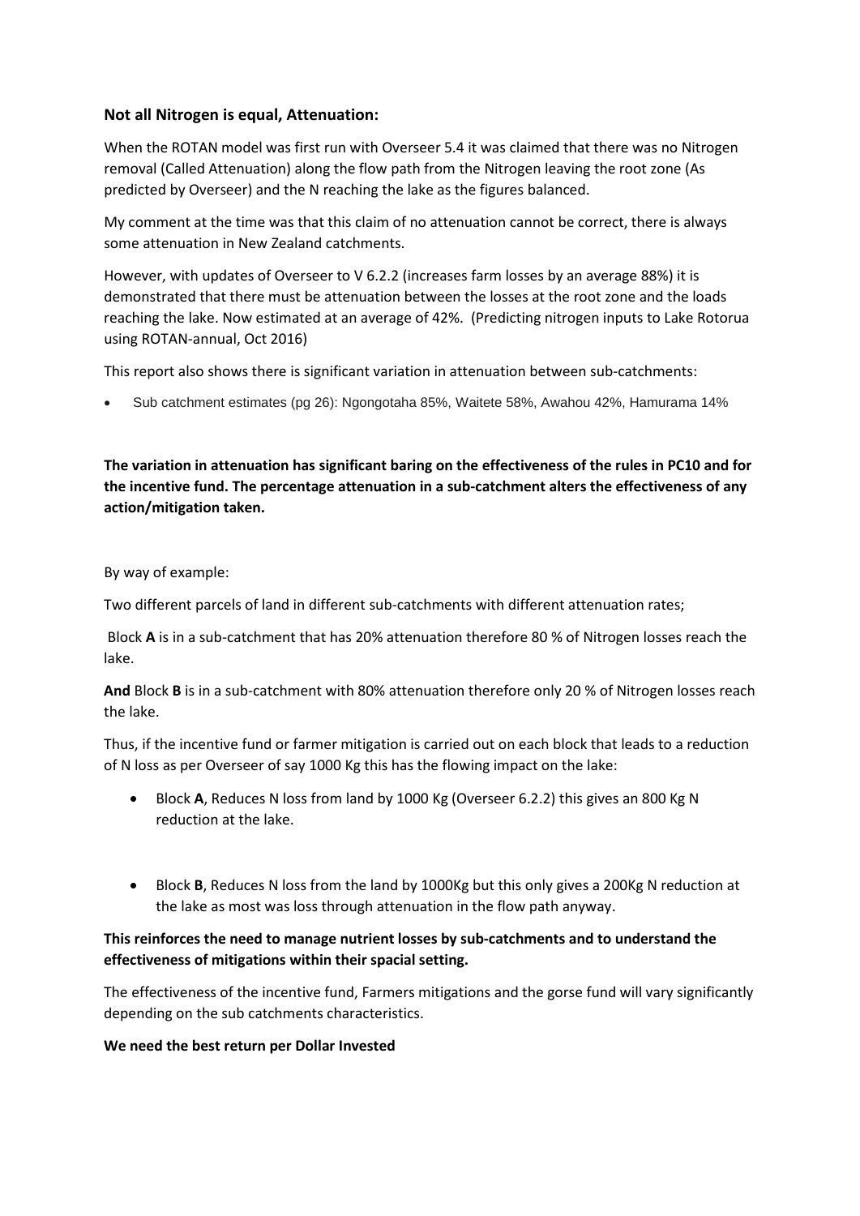### Not all Nitrogen is equal, Attenuation:

When the ROTAN model was first run with Overseer 5.4 it was claimed that there was no Nitrogen removal (Called Attenuation) along the flow path from the Nitrogen leaving the root zone (As predicted by Overseer) and the N reaching the lake as the figures balanced.

My comment at the time was that this claim of no attenuation cannot be correct, there is always some attenuation in New Zealand catchments.

However, with updates of Overseer to V 6.2.2 (increases farm losses by an average 88%) it is demonstrated that there must be attenuation between the losses at the root zone and the loads reaching the lake. Now estimated at an average of 42%. (Predicting nitrogen inputs to Lake Rotorua using ROTAN-annual, Oct 2016)

This report also shows there is significant variation in attenuation between sub-catchments:

- Sub catchment estimates (pg 26): Ngongotaha 85%, Waitete 58%, Awahou 42%, Hamurama 14%

**The variation in attenuation has significant baring on the effectiveness of the rules in PC10 and for the incentive fund. The percentage attenuation in a sub-catchment alters the effectiveness of any action/mitigation taken.**

By way of example:

Two different parcels of land in different sub-catchments with different attenuation rates;

Block **A** is in a sub-catchment that has 20% attenuation therefore 80 % of Nitrogen losses reach the lake.

**And** Block **B** is in a sub-catchment with 80% attenuation therefore only 20 % of Nitrogen losses reach the lake.

Thus, if the incentive fund or farmer mitigation is carried out on each block that leads to a reduction of N loss as per Overseer of say 1000 Kg this has the flowing impact on the lake:

- Block **A**, Reduces N loss from land by 1000 Kg (Overseer 6.2.2) this gives an 800 Kg N reduction at the lake.
- Block **B**, Reduces N loss from the land by 1000Kg but this only gives a 200Kg N reduction at the lake as most was loss through attenuation in the flow path anyway.

**This reinforces the need to manage nutrient losses by sub-catchments and to understand the effectiveness of mitigations within their spacial setting.**

The effectiveness of the incentive fund, Farmers mitigations and the gorse fund will vary significantly depending on the sub catchments characteristics.

**We need the best return per Dollar Invested**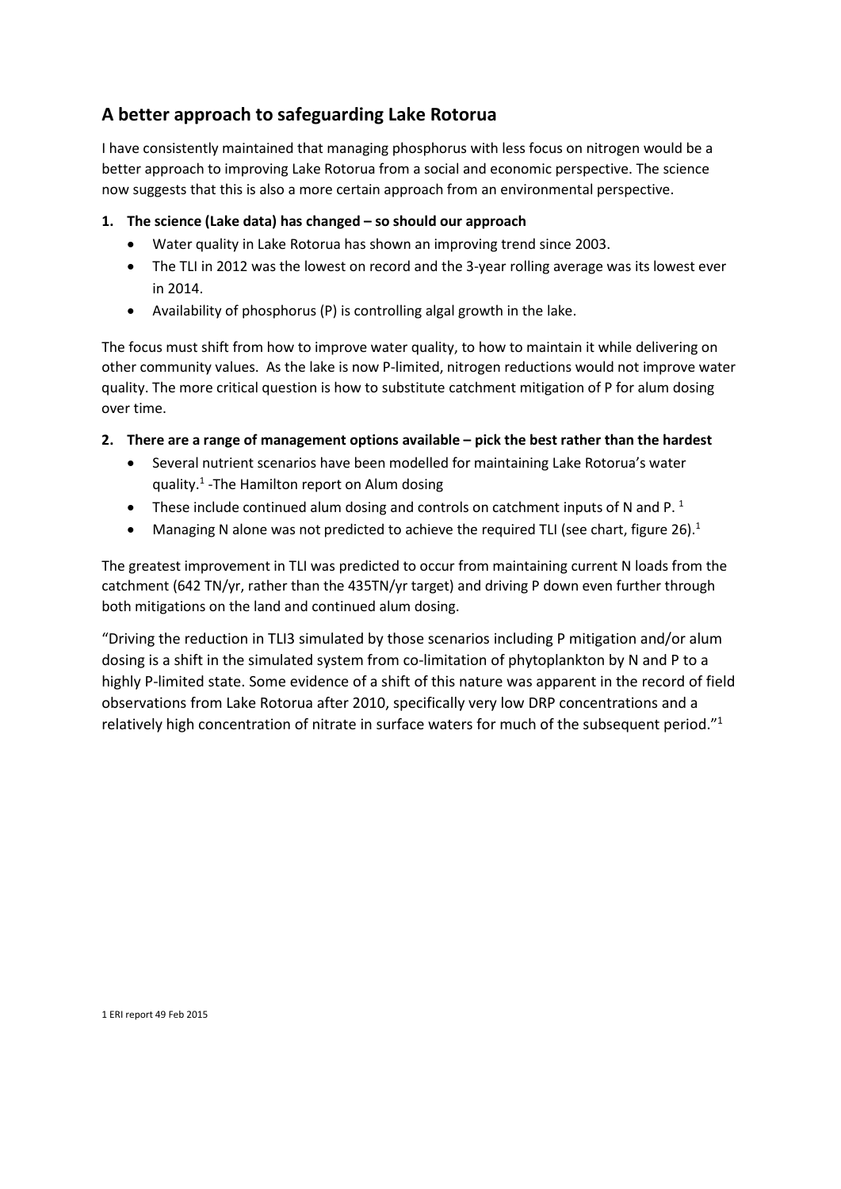## A better approach to safeguarding Lake Rotorua

I have consistently maintained that managing phosphorus with less focus on nitrogen would be a better approach to improving Lake Rotorua from a social and economic perspective. The science now suggests that this is also a more certain approach from an environmental perspective.

**1. The science (Lake data) has changed – so should our approach**

- Water quality in Lake Rotorua has shown an improving trend since 2003.
- The TLI in 2012 was the lowest on record and the 3-year rolling average was its lowest ever in 2014.
- Availability of phosphorus (P) is controlling algal growth in the lake.

The focus must shift from how to improve water quality, to how to maintain it while delivering on other community values. As the lake is now P-limited, nitrogen reductions would not improve water quality. The more critical question is how to substitute catchment mitigation of P for alum dosing over time.

**2. There are a range of management options available – pick the best rather than the hardest**

- Several nutrient scenarios have been modelled for maintaining Lake Rotorua's water quality.[1] -The Hamilton report on Alum dosing
- These include continued alum dosing and controls on catchment inputs of N and P. [1]
- Managing N alone was not predicted to achieve the required TLI (see chart, figure 26).[1]

The greatest improvement in TLI was predicted to occur from maintaining current N loads from the catchment (642 TN/yr, rather than the 435TN/yr target) and driving P down even further through both mitigations on the land and continued alum dosing.

"Driving the reduction in TLI3 simulated by those scenarios including P mitigation and/or alum dosing is a shift in the simulated system from co-limitation of phytoplankton by N and P to a highly P-limited state. Some evidence of a shift of this nature was apparent in the record of field observations from Lake Rotorua after 2010, specifically very low DRP concentrations and a relatively high concentration of nitrate in surface waters for much of the subsequent period."[1]

1 ERI report 49 Feb 2015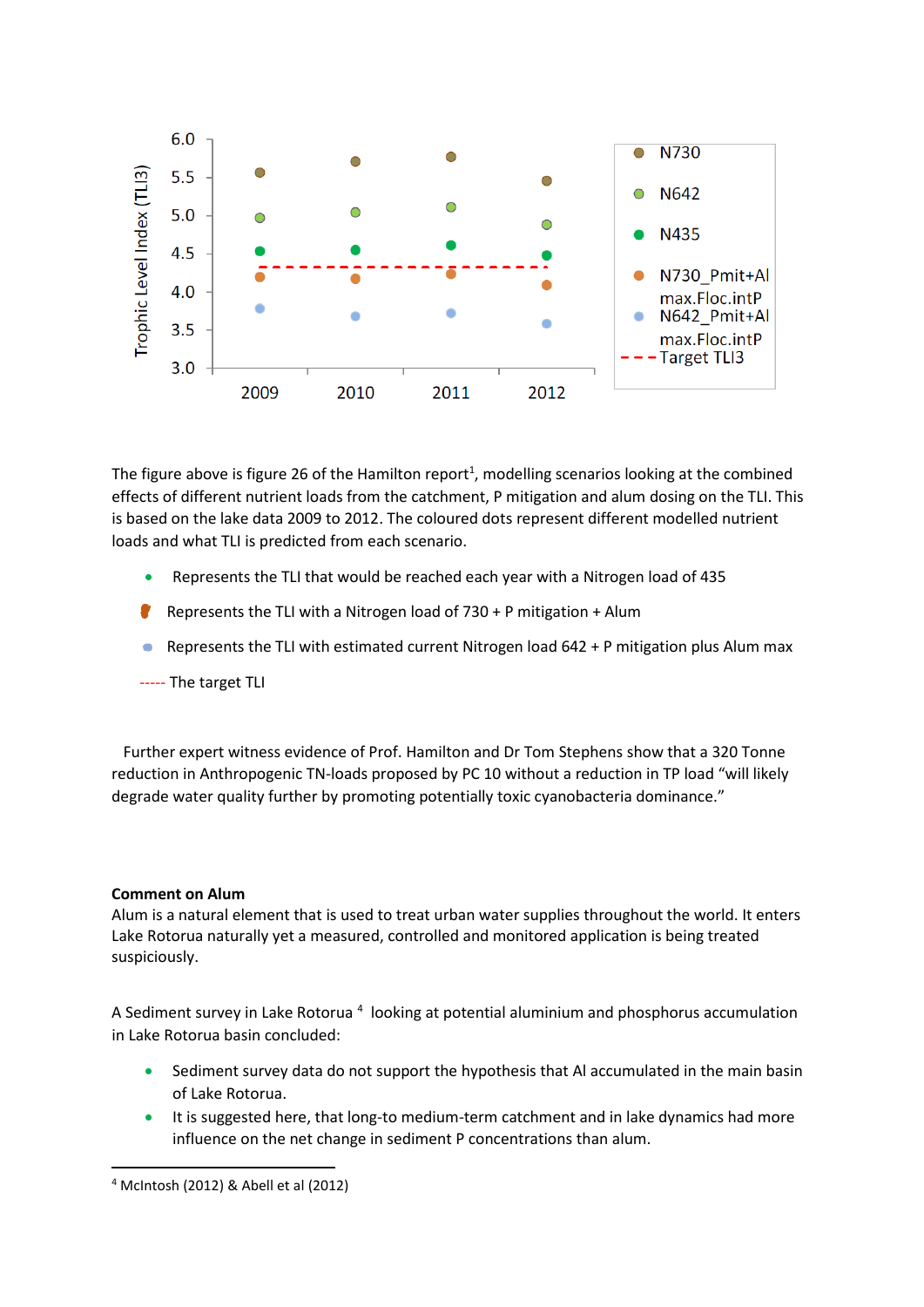The figure above is figure 26 of the Hamilton report[1], modelling scenarios looking at the combined effects of different nutrient loads from the catchment, P mitigation and alum dosing on the TLI. This is based on the lake data 2009 to 2012. The coloured dots represent different modelled nutrient loads and what TLI is predicted from each scenario.

- Represents the TLI that would be reached each year with a Nitrogen load of 435
- Represents the TLI with a Nitrogen load of 730 + P mitigation + Alum
- Represents the TLI with estimated current Nitrogen load 642 + P mitigation plus Alum max

----- The target TLI

Further expert witness evidence of Prof. Hamilton and Dr Tom Stephens show that a 320 Tonne reduction in Anthropogenic TN-loads proposed by PC 10 without a reduction in TP load "will likely degrade water quality further by promoting potentially toxic cyanobacteria dominance."

**Comment on Alum**

Alum is a natural element that is used to treat urban water supplies throughout the world. It enters Lake Rotorua naturally yet a measured, controlled and monitored application is being treated suspiciously.

A Sediment survey in Lake Rotorua [4] looking at potential aluminium and phosphorus accumulation in Lake Rotorua basin concluded:

- Sediment survey data do not support the hypothesis that Al accumulated in the main basin of Lake Rotorua.
- It is suggested here, that long-to medium-term catchment and in lake dynamics had more influence on the net change in sediment P concentrations than alum.

---

[4] McIntosh (2012) & Abell et al (2012)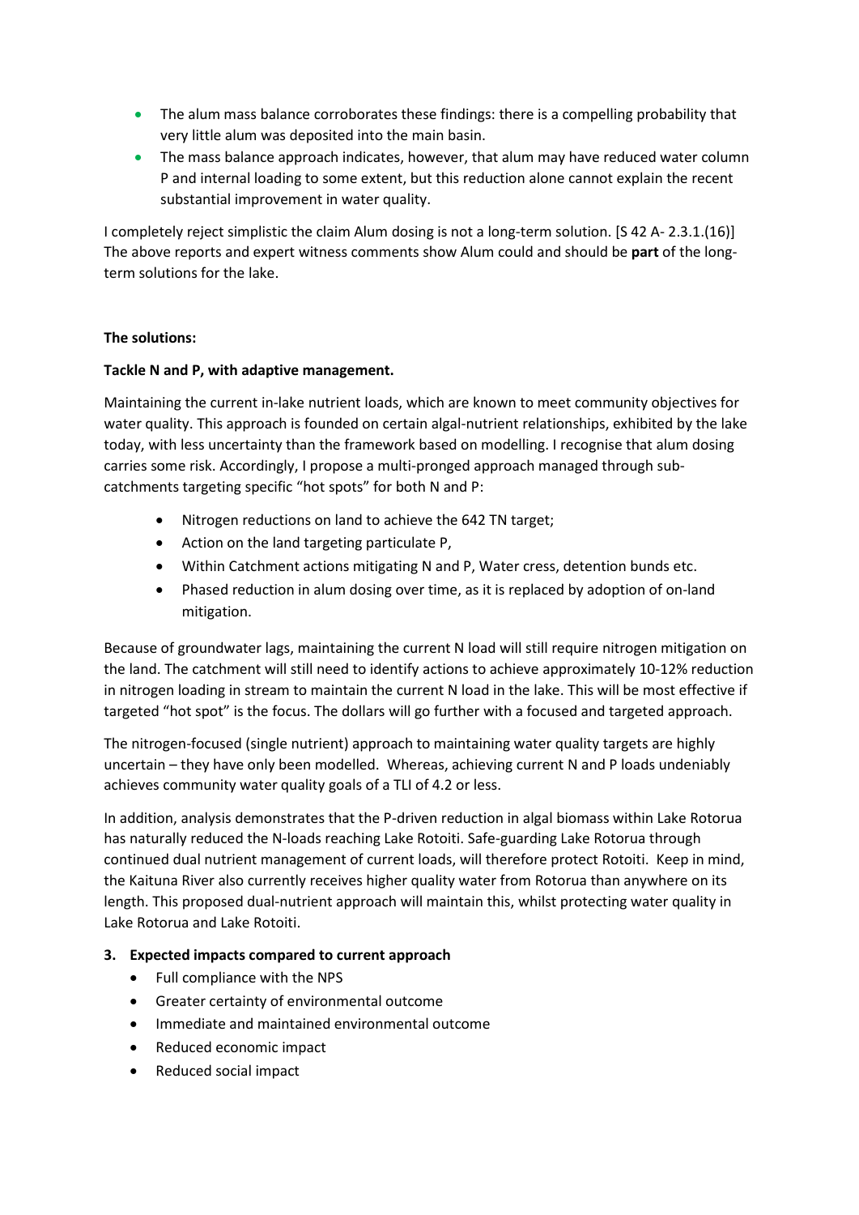- The alum mass balance corroborates these findings: there is a compelling probability that very little alum was deposited into the main basin.
- The mass balance approach indicates, however, that alum may have reduced water column P and internal loading to some extent, but this reduction alone cannot explain the recent substantial improvement in water quality.

I completely reject simplistic the claim Alum dosing is not a long-term solution. [S 42 A- 2.3.1.(16)] The above reports and expert witness comments show Alum could and should be **part** of the long-term solutions for the lake.

**The solutions:**

**Tackle N and P, with adaptive management.**

Maintaining the current in-lake nutrient loads, which are known to meet community objectives for water quality. This approach is founded on certain algal-nutrient relationships, exhibited by the lake today, with less uncertainty than the framework based on modelling. I recognise that alum dosing carries some risk. Accordingly, I propose a multi-pronged approach managed through sub-catchments targeting specific "hot spots" for both N and P:

- Nitrogen reductions on land to achieve the 642 TN target;
- Action on the land targeting particulate P,
- Within Catchment actions mitigating N and P, Water cress, detention bunds etc.
- Phased reduction in alum dosing over time, as it is replaced by adoption of on-land mitigation.

Because of groundwater lags, maintaining the current N load will still require nitrogen mitigation on the land. The catchment will still need to identify actions to achieve approximately 10-12% reduction in nitrogen loading in stream to maintain the current N load in the lake. This will be most effective if targeted "hot spot" is the focus. The dollars will go further with a focused and targeted approach.

The nitrogen-focused (single nutrient) approach to maintaining water quality targets are highly uncertain – they have only been modelled. Whereas, achieving current N and P loads undeniably achieves community water quality goals of a TLI of 4.2 or less.

In addition, analysis demonstrates that the P-driven reduction in algal biomass within Lake Rotorua has naturally reduced the N-loads reaching Lake Rotoiti. Safe-guarding Lake Rotorua through continued dual nutrient management of current loads, will therefore protect Rotoiti. Keep in mind, the Kaituna River also currently receives higher quality water from Rotorua than anywhere on its length. This proposed dual-nutrient approach will maintain this, whilst protecting water quality in Lake Rotorua and Lake Rotoiti.

**3. Expected impacts compared to current approach**

- Full compliance with the NPS
- Greater certainty of environmental outcome
- Immediate and maintained environmental outcome
- Reduced economic impact
- Reduced social impact